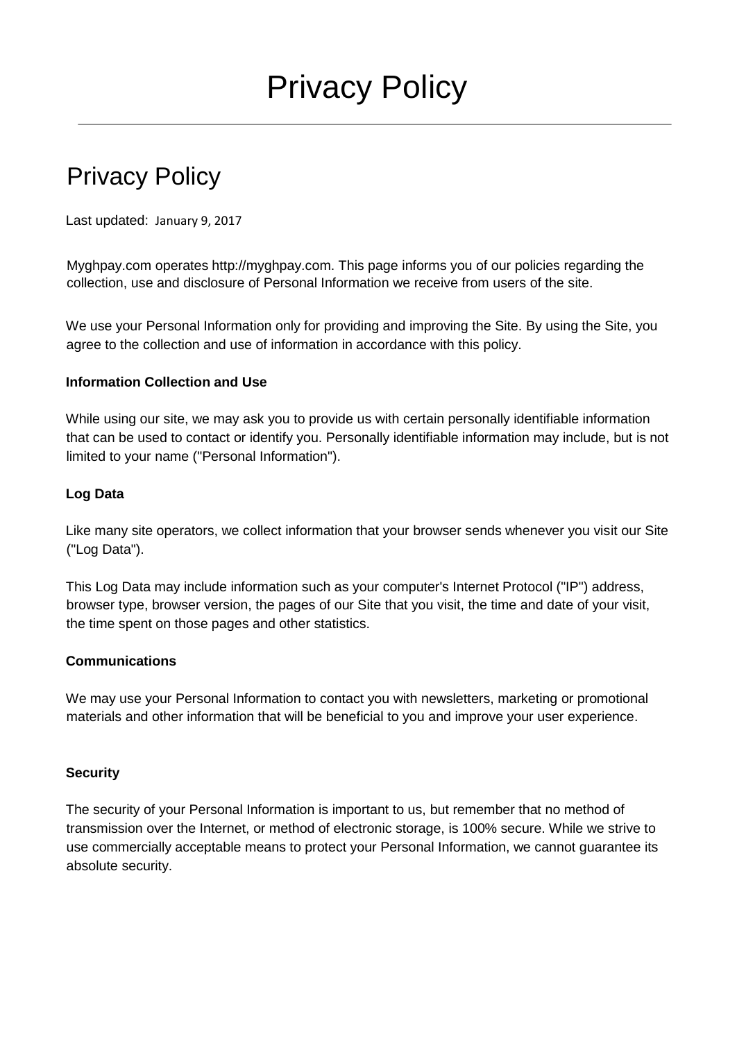# Privacy Policy

## Privacy Policy

Last updated: January 9, 2017

Myghpay.com operates http://myghpay.com. This page informs you of our policies regarding the collection, use and disclosure of Personal Information we receive from users of the site.

We use your Personal Information only for providing and improving the Site. By using the Site, you agree to the collection and use of information in accordance with this policy.

**Information Collection and Use**

While using our site, we may ask you to provide us with certain personally identifiable information that can be used to contact or identify you. Personally identifiable information may include, but is not limited to your name ("Personal Information").

**Log Data**

Like many site operators, we collect information that your browser sends whenever you visit our Site ("Log Data").

This Log Data may include information such as your computer's Internet Protocol ("IP") address, browser type, browser version, the pages of our Site that you visit, the time and date of your visit, the time spent on those pages and other statistics.

**Communications**

We may use your Personal Information to contact you with newsletters, marketing or promotional materials and other information that will be beneficial to you and improve your user experience.

**Security**

The security of your Personal Information is important to us, but remember that no method of transmission over the Internet, or method of electronic storage, is 100% secure. While we strive to use commercially acceptable means to protect your Personal Information, we cannot guarantee its absolute security.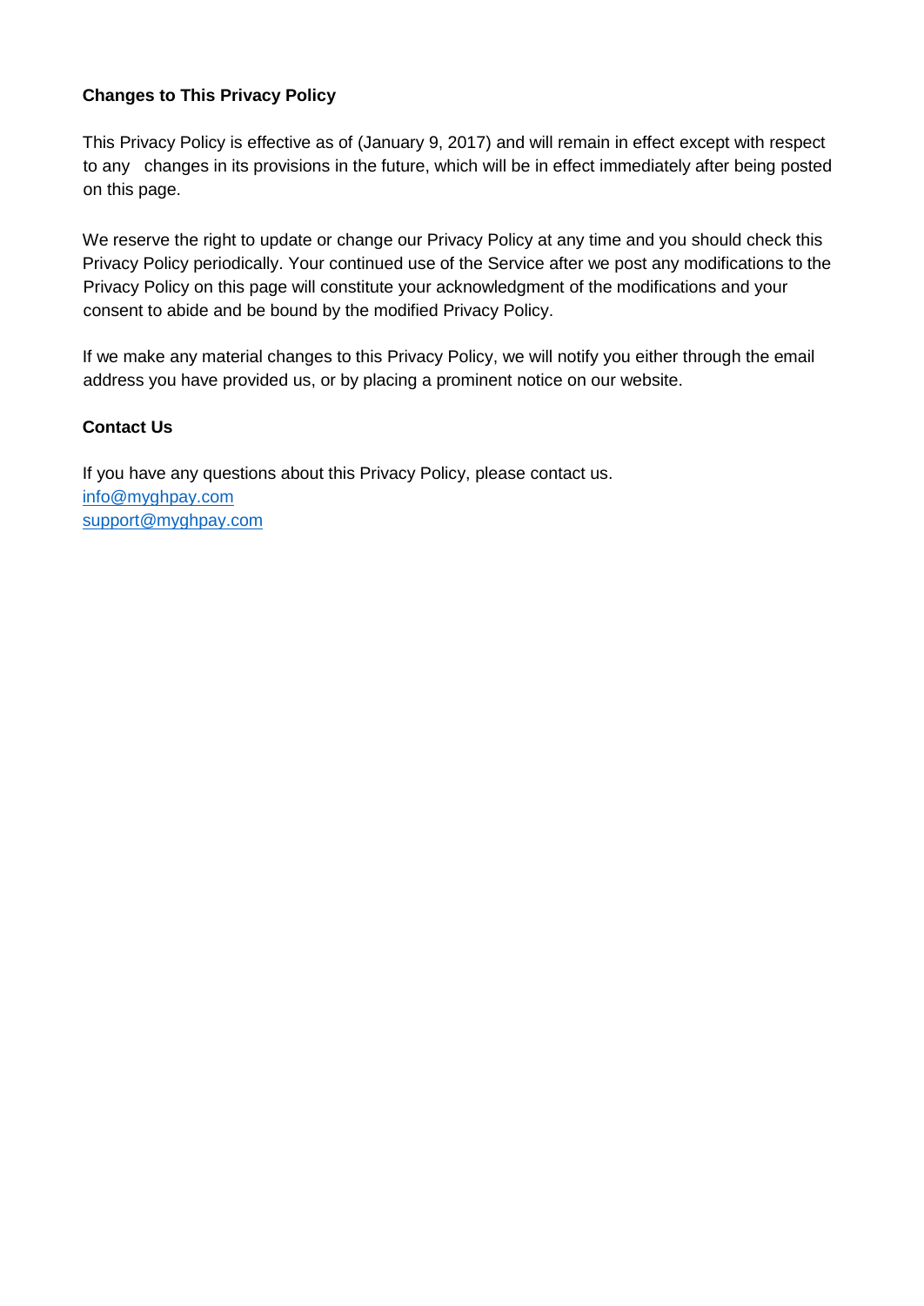### Changes to This Privacy Policy

This Privacy Policy is effective as of (January 9, 2017) and will remain in effect except with respect to any changes in its provisions in the future, which will be in effect immediately after being posted on this page.

We reserve the right to update or change our Privacy Policy at any time and you should check this Privacy Policy periodically. Your continued use of the Service after we post any modifications to the Privacy Policy on this page will constitute your acknowledgment of the modifications and your consent to abide and be bound by the modified Privacy Policy.

If we make any material changes to this Privacy Policy, we will notify you either through the email address you have provided us, or by placing a prominent notice on our website.

### Contact Us

If you have any questions about this Privacy Policy, please contact us.
[info@myghpay.com](mailto:info@myghpay.com)
[support@myghpay.com](mailto:support@myghpay.com)